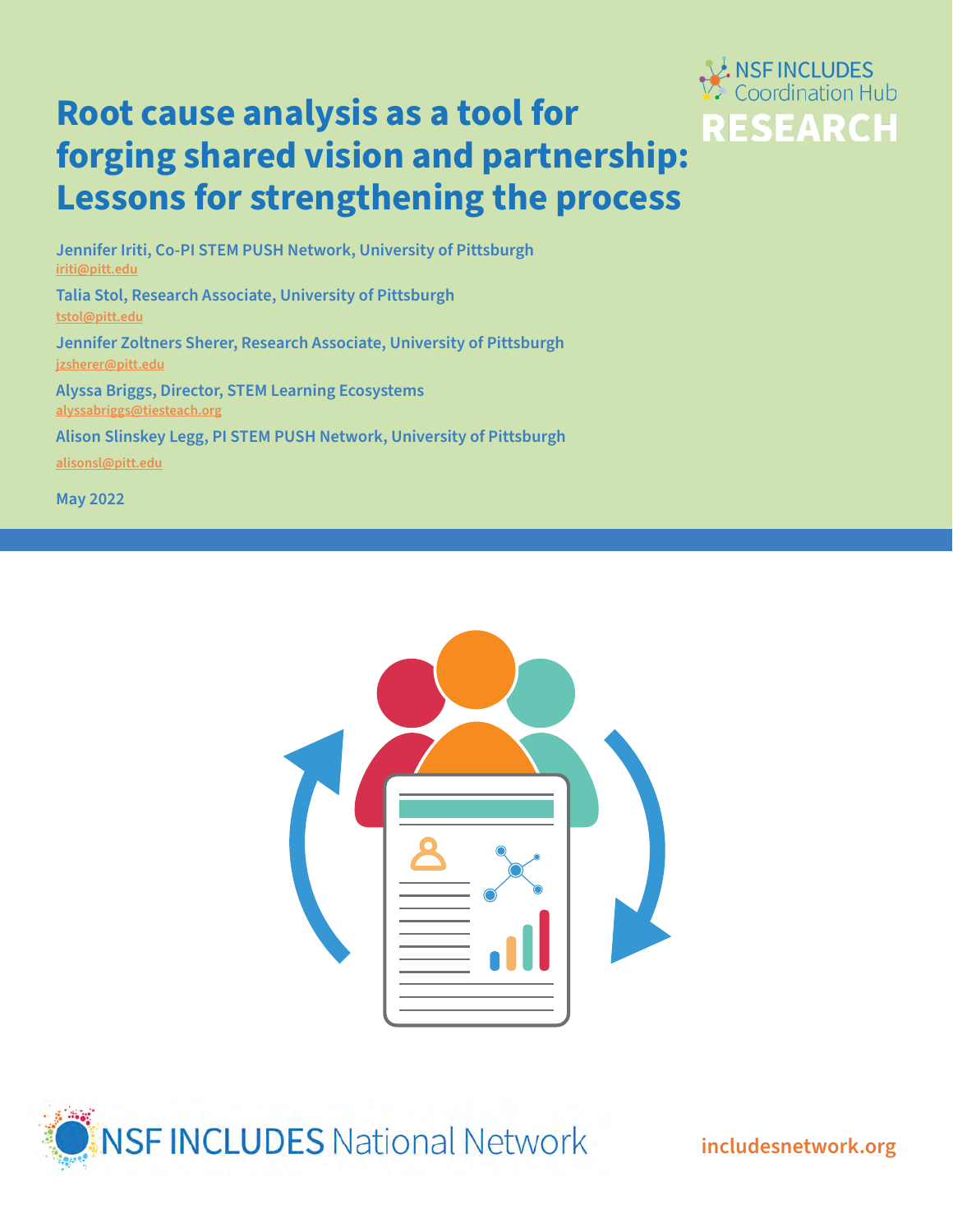NSF INCLUDES Coordination Hub

RESEARCH

# Root cause analysis as a tool for forging shared vision and partnership: Lessons for strengthening the process

**Jennifer Iriti, Co-PI STEM PUSH Network, University of Pittsburgh**
iriti@pitt.edu

**Talia Stol, Research Associate, University of Pittsburgh**
tstol@pitt.edu

**Jennifer Zoltners Sherer, Research Associate, University of Pittsburgh**
jzsherer@pitt.edu

**Alyssa Briggs, Director, STEM Learning Ecosystems**
alyssabriggs@tiesteach.org

**Alison Slinskey Legg, PI STEM PUSH Network, University of Pittsburgh**
alisonsl@pitt.edu

**May 2022**

NSF INCLUDES National Network

includesnetwork.org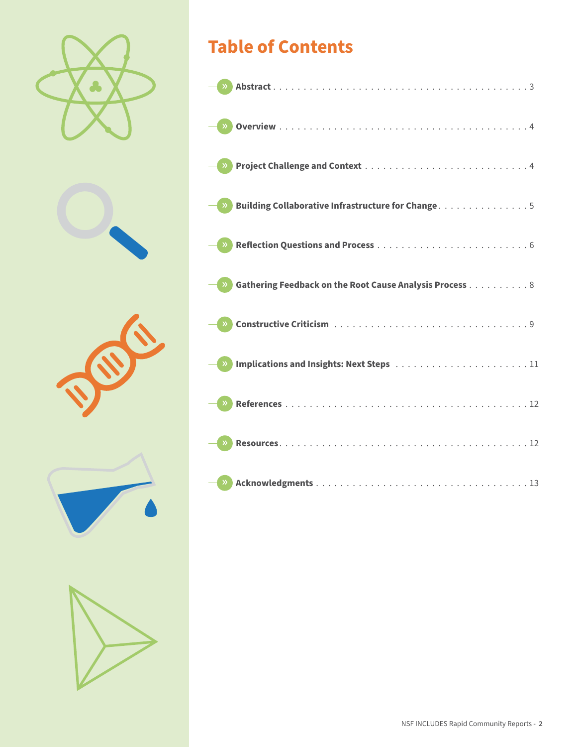# Table of Contents

- **Abstract** . . . . . . . . . . 3
- **Overview** . . . . . . . . . . 4
- **Project Challenge and Context** . . . . . . . . . . 4
- **Building Collaborative Infrastructure for Change** . . . . . . . . . . 5
- **Reflection Questions and Process** . . . . . . . . . . 6
- **Gathering Feedback on the Root Cause Analysis Process** . . . . . . . . . . 8
- **Constructive Criticism** . . . . . . . . . . 9
- **Implications and Insights: Next Steps** . . . . . . . . . . 11
- **References** . . . . . . . . . . 12
- **Resources** . . . . . . . . . . 12
- **Acknowledgments** . . . . . . . . . . 13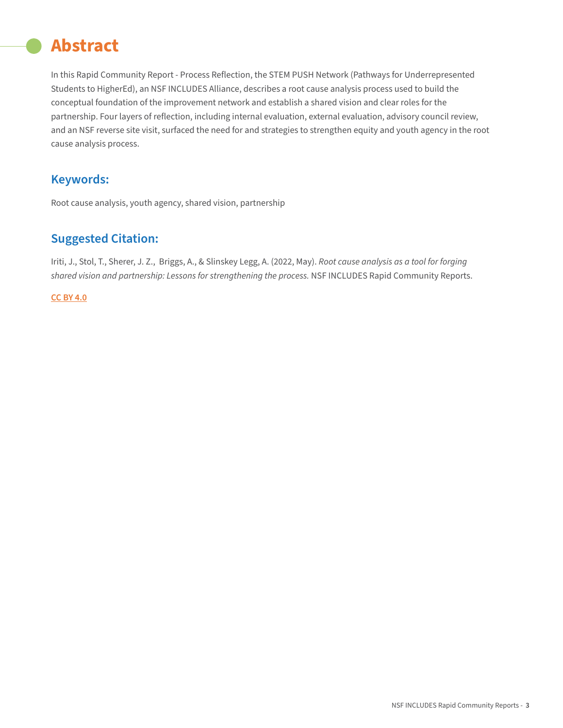# Abstract

In this Rapid Community Report - Process Reflection, the STEM PUSH Network (Pathways for Underrepresented Students to HigherEd), an NSF INCLUDES Alliance, describes a root cause analysis process used to build the conceptual foundation of the improvement network and establish a shared vision and clear roles for the partnership. Four layers of reflection, including internal evaluation, external evaluation, advisory council review, and an NSF reverse site visit, surfaced the need for and strategies to strengthen equity and youth agency in the root cause analysis process.

## Keywords:

Root cause analysis, youth agency, shared vision, partnership

## Suggested Citation:

Iriti, J., Stol, T., Sherer, J. Z., Briggs, A., & Slinskey Legg, A. (2022, May). *Root cause analysis as a tool for forging shared vision and partnership: Lessons for strengthening the process.* NSF INCLUDES Rapid Community Reports.

CC BY 4.0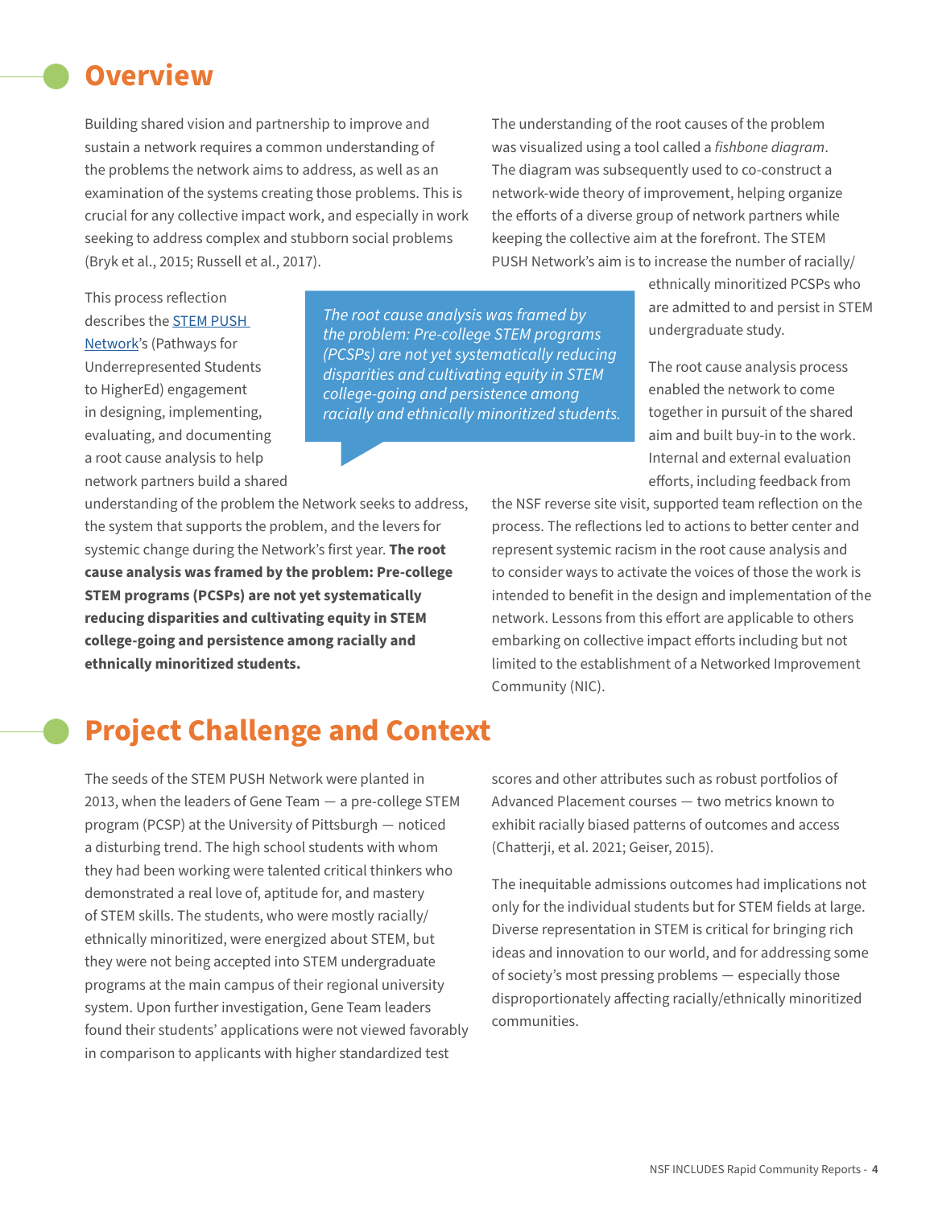## Overview

Building shared vision and partnership to improve and sustain a network requires a common understanding of the problems the network aims to address, as well as an examination of the systems creating those problems. This is crucial for any collective impact work, and especially in work seeking to address complex and stubborn social problems (Bryk et al., 2015; Russell et al., 2017).

This process reflection describes the [STEM PUSH Network](#)'s (Pathways for Underrepresented Students to HigherEd) engagement in designing, implementing, evaluating, and documenting a root cause analysis to help network partners build a shared understanding of the problem the Network seeks to address, the system that supports the problem, and the levers for systemic change during the Network's first year. **The root cause analysis was framed by the problem: Pre-college STEM programs (PCSPs) are not yet systematically reducing disparities and cultivating equity in STEM college-going and persistence among racially and ethnically minoritized students.**

> *The root cause analysis was framed by the problem: Pre-college STEM programs (PCSPs) are not yet systematically reducing disparities and cultivating equity in STEM college-going and persistence among racially and ethnically minoritized students.*

The understanding of the root causes of the problem was visualized using a tool called a *fishbone diagram*. The diagram was subsequently used to co-construct a network-wide theory of improvement, helping organize the efforts of a diverse group of network partners while keeping the collective aim at the forefront. The STEM PUSH Network's aim is to increase the number of racially/ethnically minoritized PCSPs who are admitted to and persist in STEM undergraduate study.

The root cause analysis process enabled the network to come together in pursuit of the shared aim and built buy-in to the work. Internal and external evaluation efforts, including feedback from the NSF reverse site visit, supported team reflection on the process. The reflections led to actions to better center and represent systemic racism in the root cause analysis and to consider ways to activate the voices of those the work is intended to benefit in the design and implementation of the network. Lessons from this effort are applicable to others embarking on collective impact efforts including but not limited to the establishment of a Networked Improvement Community (NIC).

## Project Challenge and Context

The seeds of the STEM PUSH Network were planted in 2013, when the leaders of Gene Team — a pre-college STEM program (PCSP) at the University of Pittsburgh — noticed a disturbing trend. The high school students with whom they had been working were talented critical thinkers who demonstrated a real love of, aptitude for, and mastery of STEM skills. The students, who were mostly racially/ethnically minoritized, were energized about STEM, but they were not being accepted into STEM undergraduate programs at the main campus of their regional university system. Upon further investigation, Gene Team leaders found their students' applications were not viewed favorably in comparison to applicants with higher standardized test scores and other attributes such as robust portfolios of Advanced Placement courses — two metrics known to exhibit racially biased patterns of outcomes and access (Chatterji, et al. 2021; Geiser, 2015).

The inequitable admissions outcomes had implications not only for the individual students but for STEM fields at large. Diverse representation in STEM is critical for bringing rich ideas and innovation to our world, and for addressing some of society's most pressing problems — especially those disproportionately affecting racially/ethnically minoritized communities.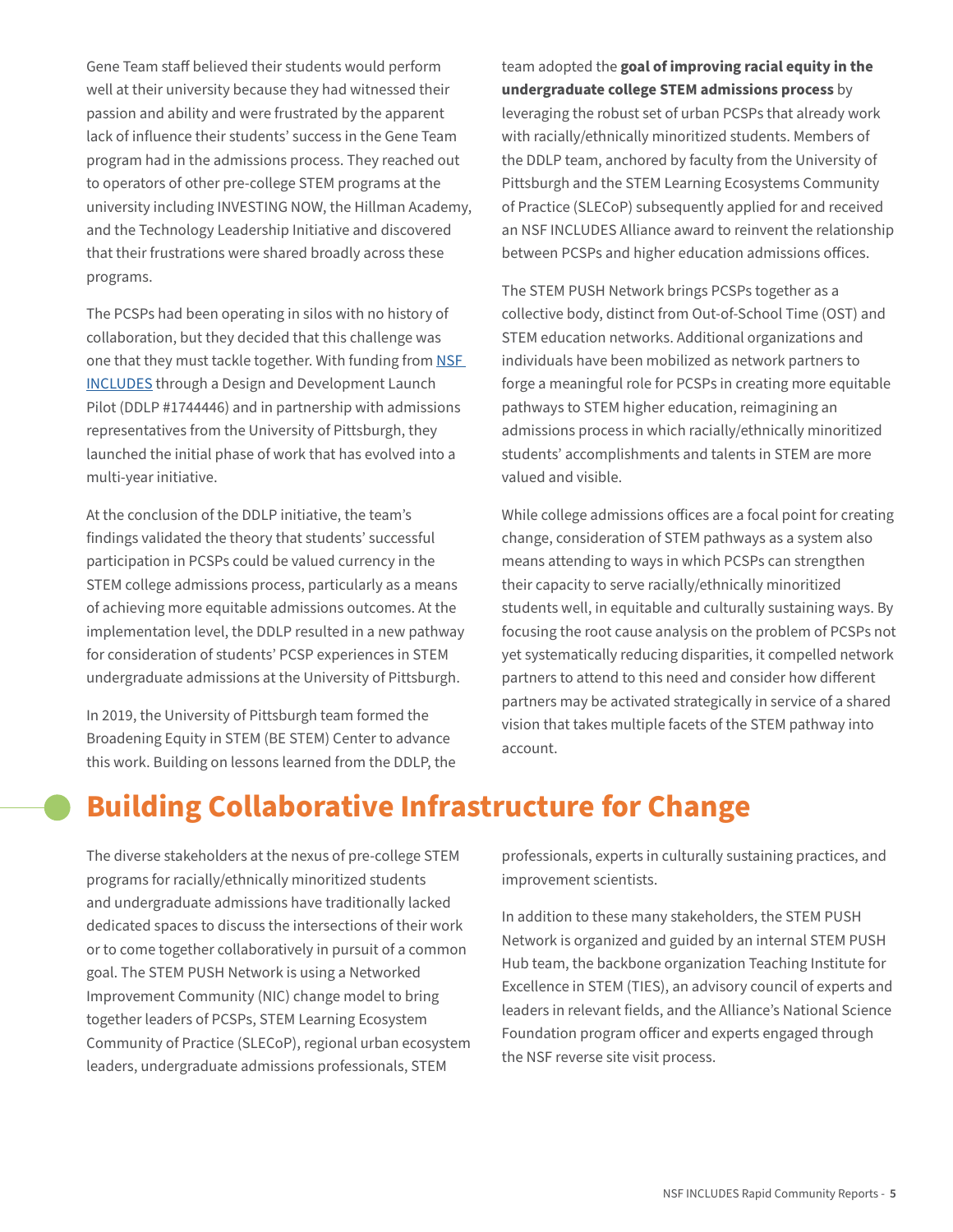Gene Team staff believed their students would perform well at their university because they had witnessed their passion and ability and were frustrated by the apparent lack of influence their students' success in the Gene Team program had in the admissions process. They reached out to operators of other pre-college STEM programs at the university including INVESTING NOW, the Hillman Academy, and the Technology Leadership Initiative and discovered that their frustrations were shared broadly across these programs.

The PCSPs had been operating in silos with no history of collaboration, but they decided that this challenge was one that they must tackle together. With funding from NSF INCLUDES through a Design and Development Launch Pilot (DDLP #1744446) and in partnership with admissions representatives from the University of Pittsburgh, they launched the initial phase of work that has evolved into a multi-year initiative.

At the conclusion of the DDLP initiative, the team's findings validated the theory that students' successful participation in PCSPs could be valued currency in the STEM college admissions process, particularly as a means of achieving more equitable admissions outcomes. At the implementation level, the DDLP resulted in a new pathway for consideration of students' PCSP experiences in STEM undergraduate admissions at the University of Pittsburgh.

In 2019, the University of Pittsburgh team formed the Broadening Equity in STEM (BE STEM) Center to advance this work. Building on lessons learned from the DDLP, the team adopted the **goal of improving racial equity in the undergraduate college STEM admissions process** by leveraging the robust set of urban PCSPs that already work with racially/ethnically minoritized students. Members of the DDLP team, anchored by faculty from the University of Pittsburgh and the STEM Learning Ecosystems Community of Practice (SLECoP) subsequently applied for and received an NSF INCLUDES Alliance award to reinvent the relationship between PCSPs and higher education admissions offices.

The STEM PUSH Network brings PCSPs together as a collective body, distinct from Out-of-School Time (OST) and STEM education networks. Additional organizations and individuals have been mobilized as network partners to forge a meaningful role for PCSPs in creating more equitable pathways to STEM higher education, reimagining an admissions process in which racially/ethnically minoritized students' accomplishments and talents in STEM are more valued and visible.

While college admissions offices are a focal point for creating change, consideration of STEM pathways as a system also means attending to ways in which PCSPs can strengthen their capacity to serve racially/ethnically minoritized students well, in equitable and culturally sustaining ways. By focusing the root cause analysis on the problem of PCSPs not yet systematically reducing disparities, it compelled network partners to attend to this need and consider how different partners may be activated strategically in service of a shared vision that takes multiple facets of the STEM pathway into account.

## Building Collaborative Infrastructure for Change

The diverse stakeholders at the nexus of pre-college STEM programs for racially/ethnically minoritized students and undergraduate admissions have traditionally lacked dedicated spaces to discuss the intersections of their work or to come together collaboratively in pursuit of a common goal. The STEM PUSH Network is using a Networked Improvement Community (NIC) change model to bring together leaders of PCSPs, STEM Learning Ecosystem Community of Practice (SLECoP), regional urban ecosystem leaders, undergraduate admissions professionals, STEM professionals, experts in culturally sustaining practices, and improvement scientists.

In addition to these many stakeholders, the STEM PUSH Network is organized and guided by an internal STEM PUSH Hub team, the backbone organization Teaching Institute for Excellence in STEM (TIES), an advisory council of experts and leaders in relevant fields, and the Alliance's National Science Foundation program officer and experts engaged through the NSF reverse site visit process.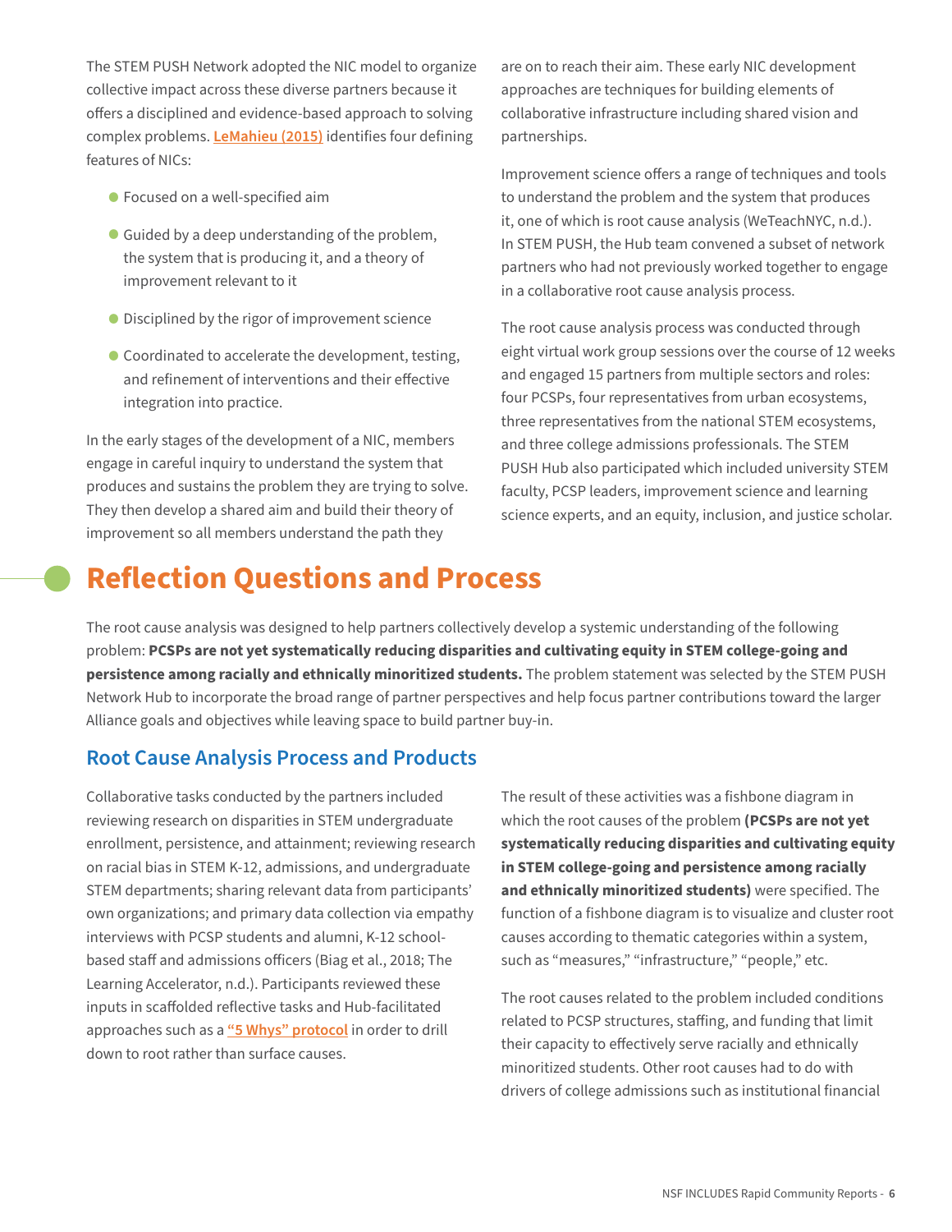The STEM PUSH Network adopted the NIC model to organize collective impact across these diverse partners because it offers a disciplined and evidence-based approach to solving complex problems. LeMahieu (2015) identifies four defining features of NICs:

- Focused on a well-specified aim
- Guided by a deep understanding of the problem, the system that is producing it, and a theory of improvement relevant to it
- Disciplined by the rigor of improvement science
- Coordinated to accelerate the development, testing, and refinement of interventions and their effective integration into practice.

In the early stages of the development of a NIC, members engage in careful inquiry to understand the system that produces and sustains the problem they are trying to solve. They then develop a shared aim and build their theory of improvement so all members understand the path they are on to reach their aim. These early NIC development approaches are techniques for building elements of collaborative infrastructure including shared vision and partnerships.

Improvement science offers a range of techniques and tools to understand the problem and the system that produces it, one of which is root cause analysis (WeTeachNYC, n.d.). In STEM PUSH, the Hub team convened a subset of network partners who had not previously worked together to engage in a collaborative root cause analysis process.

The root cause analysis process was conducted through eight virtual work group sessions over the course of 12 weeks and engaged 15 partners from multiple sectors and roles: four PCSPs, four representatives from urban ecosystems, three representatives from the national STEM ecosystems, and three college admissions professionals. The STEM PUSH Hub also participated which included university STEM faculty, PCSP leaders, improvement science and learning science experts, and an equity, inclusion, and justice scholar.

# Reflection Questions and Process

The root cause analysis was designed to help partners collectively develop a systemic understanding of the following problem: **PCSPs are not yet systematically reducing disparities and cultivating equity in STEM college-going and persistence among racially and ethnically minoritized students.** The problem statement was selected by the STEM PUSH Network Hub to incorporate the broad range of partner perspectives and help focus partner contributions toward the larger Alliance goals and objectives while leaving space to build partner buy-in.

## Root Cause Analysis Process and Products

Collaborative tasks conducted by the partners included reviewing research on disparities in STEM undergraduate enrollment, persistence, and attainment; reviewing research on racial bias in STEM K-12, admissions, and undergraduate STEM departments; sharing relevant data from participants' own organizations; and primary data collection via empathy interviews with PCSP students and alumni, K-12 school-based staff and admissions officers (Biag et al., 2018; The Learning Accelerator, n.d.). Participants reviewed these inputs in scaffolded reflective tasks and Hub-facilitated approaches such as a "5 Whys" protocol in order to drill down to root rather than surface causes.

The result of these activities was a fishbone diagram in which the root causes of the problem **(PCSPs are not yet systematically reducing disparities and cultivating equity in STEM college-going and persistence among racially and ethnically minoritized students)** were specified. The function of a fishbone diagram is to visualize and cluster root causes according to thematic categories within a system, such as "measures," "infrastructure," "people," etc.

The root causes related to the problem included conditions related to PCSP structures, staffing, and funding that limit their capacity to effectively serve racially and ethnically minoritized students. Other root causes had to do with drivers of college admissions such as institutional financial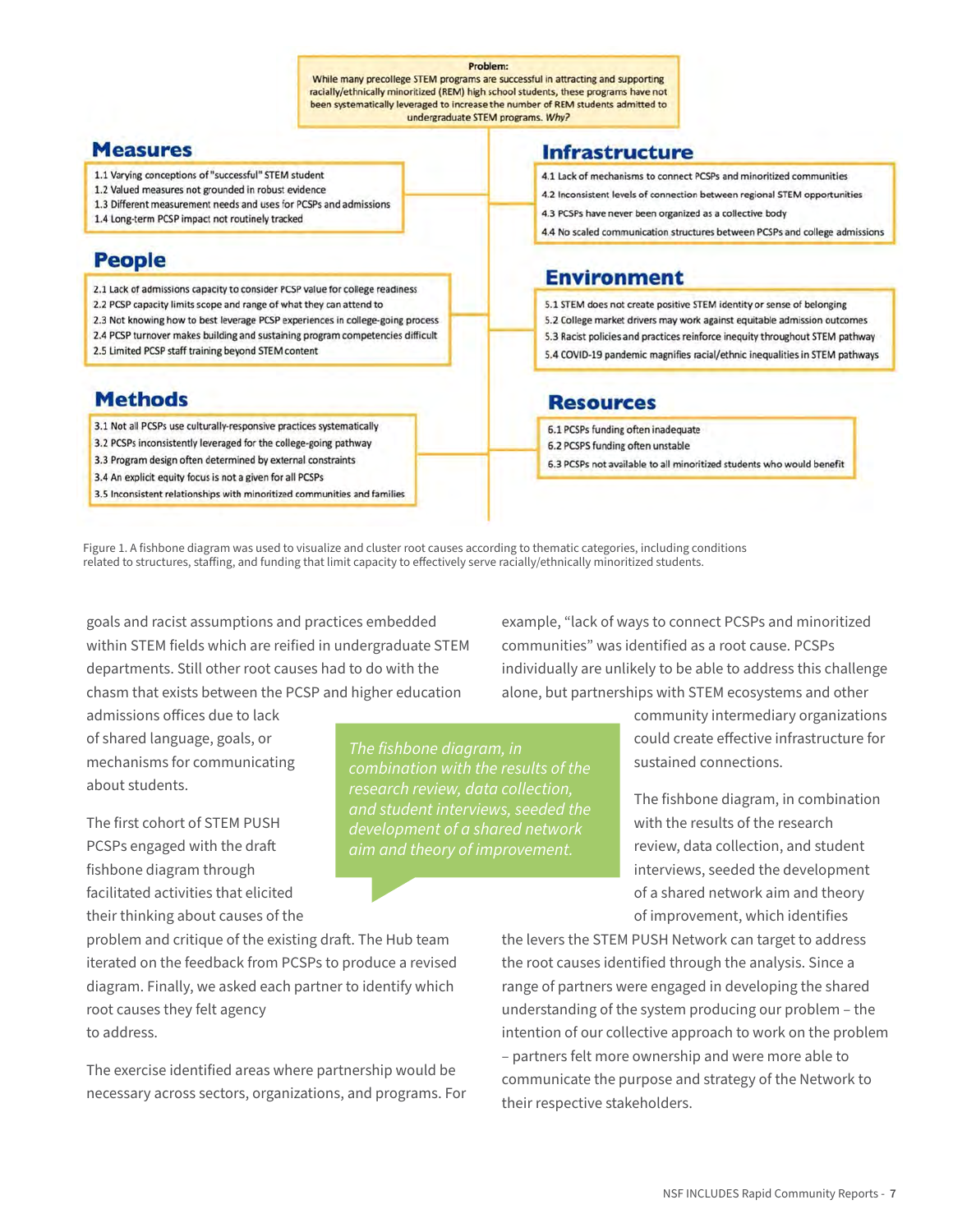**Problem:**
While many precollege STEM programs are successful in attracting and supporting racially/ethnically minoritized (REM) high school students, these programs have not been systematically leveraged to increase the number of REM students admitted to undergraduate STEM programs. *Why?*

**Measures**

- 1.1 Varying conceptions of "successful" STEM student
- 1.2 Valued measures not grounded in robust evidence
- 1.3 Different measurement needs and uses for PCSPs and admissions
- 1.4 Long-term PCSP impact not routinely tracked

**People**

- 2.1 Lack of admissions capacity to consider PCSP value for college readiness
- 2.2 PCSP capacity limits scope and range of what they can attend to
- 2.3 Not knowing how to best leverage PCSP experiences in college-going process
- 2.4 PCSP turnover makes building and sustaining program competencies difficult
- 2.5 Limited PCSP staff training beyond STEM content

**Methods**

- 3.1 Not all PCSPs use culturally-responsive practices systematically
- 3.2 PCSPs inconsistently leveraged for the college-going pathway
- 3.3 Program design often determined by external constraints
- 3.4 An explicit equity focus is not a given for all PCSPs
- 3.5 Inconsistent relationships with minoritized communities and families

**Infrastructure**

- 4.1 Lack of mechanisms to connect PCSPs and minoritized communities
- 4.2 Inconsistent levels of connection between regional STEM opportunities
- 4.3 PCSPs have never been organized as a collective body
- 4.4 No scaled communication structures between PCSPs and college admissions

**Environment**

- 5.1 STEM does not create positive STEM identity or sense of belonging
- 5.2 College market drivers may work against equitable admission outcomes
- 5.3 Racist policies and practices reinforce inequity throughout STEM pathway
- 5.4 COVID-19 pandemic magnifies racial/ethnic inequalities in STEM pathways

**Resources**

- 6.1 PCSPs funding often inadequate
- 6.2 PCSPS funding often unstable
- 6.3 PCSPs not available to all minoritized students who would benefit

Figure 1. A fishbone diagram was used to visualize and cluster root causes according to thematic categories, including conditions related to structures, staffing, and funding that limit capacity to effectively serve racially/ethnically minoritized students.

goals and racist assumptions and practices embedded within STEM fields which are reified in undergraduate STEM departments. Still other root causes had to do with the chasm that exists between the PCSP and higher education admissions offices due to lack of shared language, goals, or mechanisms for communicating about students.

The first cohort of STEM PUSH PCSPs engaged with the draft fishbone diagram through facilitated activities that elicited their thinking about causes of the problem and critique of the existing draft. The Hub team iterated on the feedback from PCSPs to produce a revised diagram. Finally, we asked each partner to identify which root causes they felt agency to address.

The exercise identified areas where partnership would be necessary across sectors, organizations, and programs. For example, "lack of ways to connect PCSPs and minoritized communities" was identified as a root cause. PCSPs individually are unlikely to be able to address this challenge alone, but partnerships with STEM ecosystems and other community intermediary organizations could create effective infrastructure for sustained connections.

*The fishbone diagram, in combination with the results of the research review, data collection, and student interviews, seeded the development of a shared network aim and theory of improvement.*

The fishbone diagram, in combination with the results of the research review, data collection, and student interviews, seeded the development of a shared network aim and theory of improvement, which identifies the levers the STEM PUSH Network can target to address the root causes identified through the analysis. Since a range of partners were engaged in developing the shared understanding of the system producing our problem – the intention of our collective approach to work on the problem – partners felt more ownership and were more able to communicate the purpose and strategy of the Network to their respective stakeholders.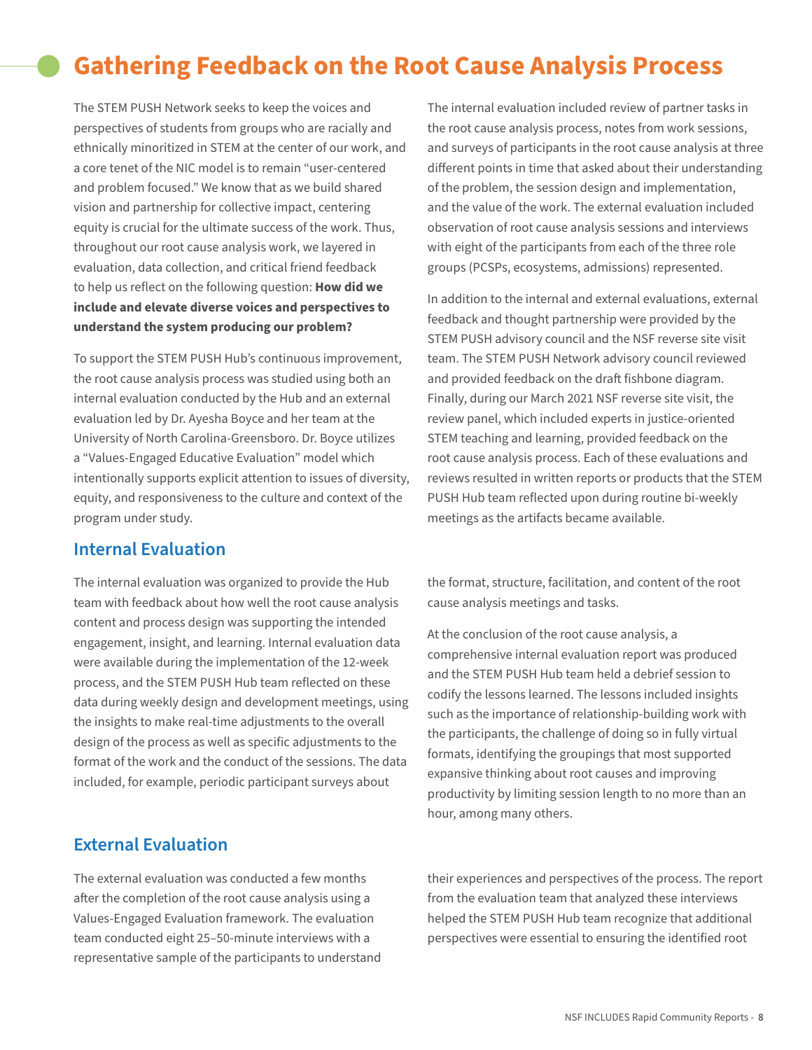# Gathering Feedback on the Root Cause Analysis Process

The STEM PUSH Network seeks to keep the voices and perspectives of students from groups who are racially and ethnically minoritized in STEM at the center of our work, and a core tenet of the NIC model is to remain "user-centered and problem focused." We know that as we build shared vision and partnership for collective impact, centering equity is crucial for the ultimate success of the work. Thus, throughout our root cause analysis work, we layered in evaluation, data collection, and critical friend feedback to help us reflect on the following question: **How did we include and elevate diverse voices and perspectives to understand the system producing our problem?**

To support the STEM PUSH Hub's continuous improvement, the root cause analysis process was studied using both an internal evaluation conducted by the Hub and an external evaluation led by Dr. Ayesha Boyce and her team at the University of North Carolina-Greensboro. Dr. Boyce utilizes a "Values-Engaged Educative Evaluation" model which intentionally supports explicit attention to issues of diversity, equity, and responsiveness to the culture and context of the program under study.

The internal evaluation included review of partner tasks in the root cause analysis process, notes from work sessions, and surveys of participants in the root cause analysis at three different points in time that asked about their understanding of the problem, the session design and implementation, and the value of the work. The external evaluation included observation of root cause analysis sessions and interviews with eight of the participants from each of the three role groups (PCSPs, ecosystems, admissions) represented.

In addition to the internal and external evaluations, external feedback and thought partnership were provided by the STEM PUSH advisory council and the NSF reverse site visit team. The STEM PUSH Network advisory council reviewed and provided feedback on the draft fishbone diagram. Finally, during our March 2021 NSF reverse site visit, the review panel, which included experts in justice-oriented STEM teaching and learning, provided feedback on the root cause analysis process. Each of these evaluations and reviews resulted in written reports or products that the STEM PUSH Hub team reflected upon during routine bi-weekly meetings as the artifacts became available.

## Internal Evaluation

The internal evaluation was organized to provide the Hub team with feedback about how well the root cause analysis content and process design was supporting the intended engagement, insight, and learning. Internal evaluation data were available during the implementation of the 12-week process, and the STEM PUSH Hub team reflected on these data during weekly design and development meetings, using the insights to make real-time adjustments to the overall design of the process as well as specific adjustments to the format of the work and the conduct of the sessions. The data included, for example, periodic participant surveys about the format, structure, facilitation, and content of the root cause analysis meetings and tasks.

At the conclusion of the root cause analysis, a comprehensive internal evaluation report was produced and the STEM PUSH Hub team held a debrief session to codify the lessons learned. The lessons included insights such as the importance of relationship-building work with the participants, the challenge of doing so in fully virtual formats, identifying the groupings that most supported expansive thinking about root causes and improving productivity by limiting session length to no more than an hour, among many others.

## External Evaluation

The external evaluation was conducted a few months after the completion of the root cause analysis using a Values-Engaged Evaluation framework. The evaluation team conducted eight 25–50-minute interviews with a representative sample of the participants to understand their experiences and perspectives of the process. The report from the evaluation team that analyzed these interviews helped the STEM PUSH Hub team recognize that additional perspectives were essential to ensuring the identified root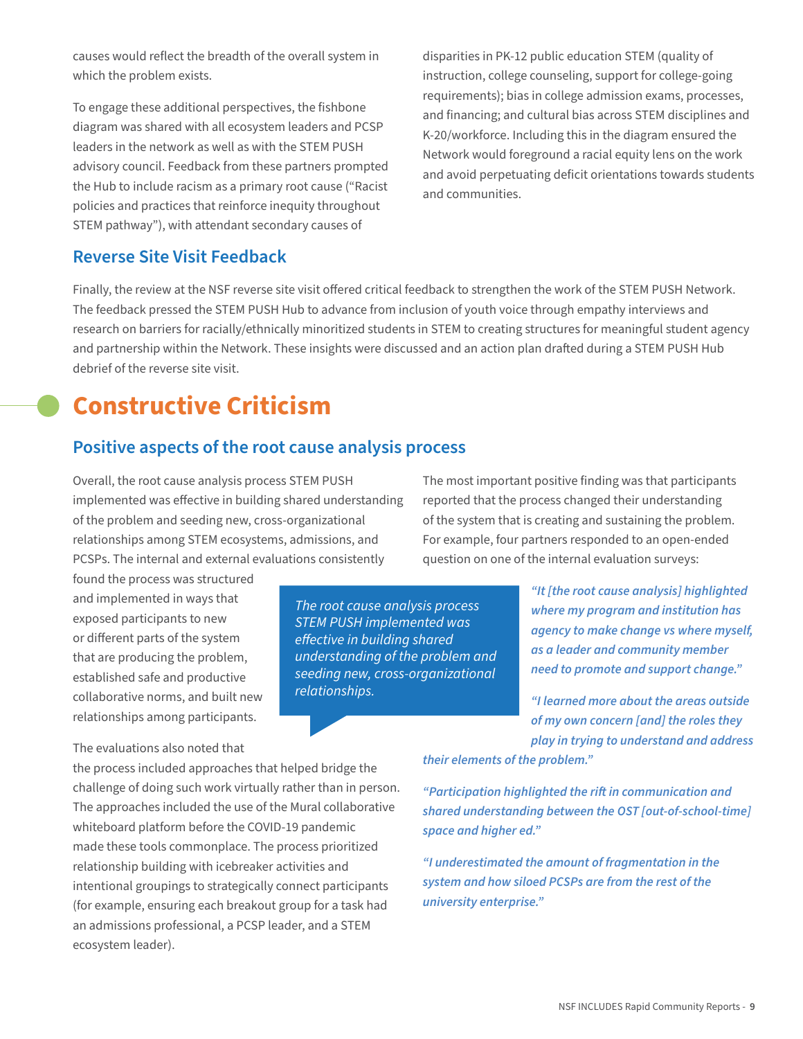causes would reflect the breadth of the overall system in which the problem exists.

To engage these additional perspectives, the fishbone diagram was shared with all ecosystem leaders and PCSP leaders in the network as well as with the STEM PUSH advisory council. Feedback from these partners prompted the Hub to include racism as a primary root cause ("Racist policies and practices that reinforce inequity throughout STEM pathway"), with attendant secondary causes of disparities in PK-12 public education STEM (quality of instruction, college counseling, support for college-going requirements); bias in college admission exams, processes, and financing; and cultural bias across STEM disciplines and K-20/workforce. Including this in the diagram ensured the Network would foreground a racial equity lens on the work and avoid perpetuating deficit orientations towards students and communities.

### Reverse Site Visit Feedback

Finally, the review at the NSF reverse site visit offered critical feedback to strengthen the work of the STEM PUSH Network. The feedback pressed the STEM PUSH Hub to advance from inclusion of youth voice through empathy interviews and research on barriers for racially/ethnically minoritized students in STEM to creating structures for meaningful student agency and partnership within the Network. These insights were discussed and an action plan drafted during a STEM PUSH Hub debrief of the reverse site visit.

## Constructive Criticism

### Positive aspects of the root cause analysis process

Overall, the root cause analysis process STEM PUSH implemented was effective in building shared understanding of the problem and seeding new, cross-organizational relationships among STEM ecosystems, admissions, and PCSPs. The internal and external evaluations consistently found the process was structured and implemented in ways that exposed participants to new or different parts of the system that are producing the problem, established safe and productive collaborative norms, and built new relationships among participants.

> *The root cause analysis process STEM PUSH implemented was effective in building shared understanding of the problem and seeding new, cross-organizational relationships.*

The evaluations also noted that the process included approaches that helped bridge the challenge of doing such work virtually rather than in person. The approaches included the use of the Mural collaborative whiteboard platform before the COVID-19 pandemic made these tools commonplace. The process prioritized relationship building with icebreaker activities and intentional groupings to strategically connect participants (for example, ensuring each breakout group for a task had an admissions professional, a PCSP leader, and a STEM ecosystem leader).

The most important positive finding was that participants reported that the process changed their understanding of the system that is creating and sustaining the problem. For example, four partners responded to an open-ended question on one of the internal evaluation surveys:

*"It [the root cause analysis] highlighted where my program and institution has agency to make change vs where myself, as a leader and community member need to promote and support change."*

*"I learned more about the areas outside of my own concern [and] the roles they play in trying to understand and address their elements of the problem."*

*"Participation highlighted the rift in communication and shared understanding between the OST [out-of-school-time] space and higher ed."*

*"I underestimated the amount of fragmentation in the system and how siloed PCSPs are from the rest of the university enterprise."*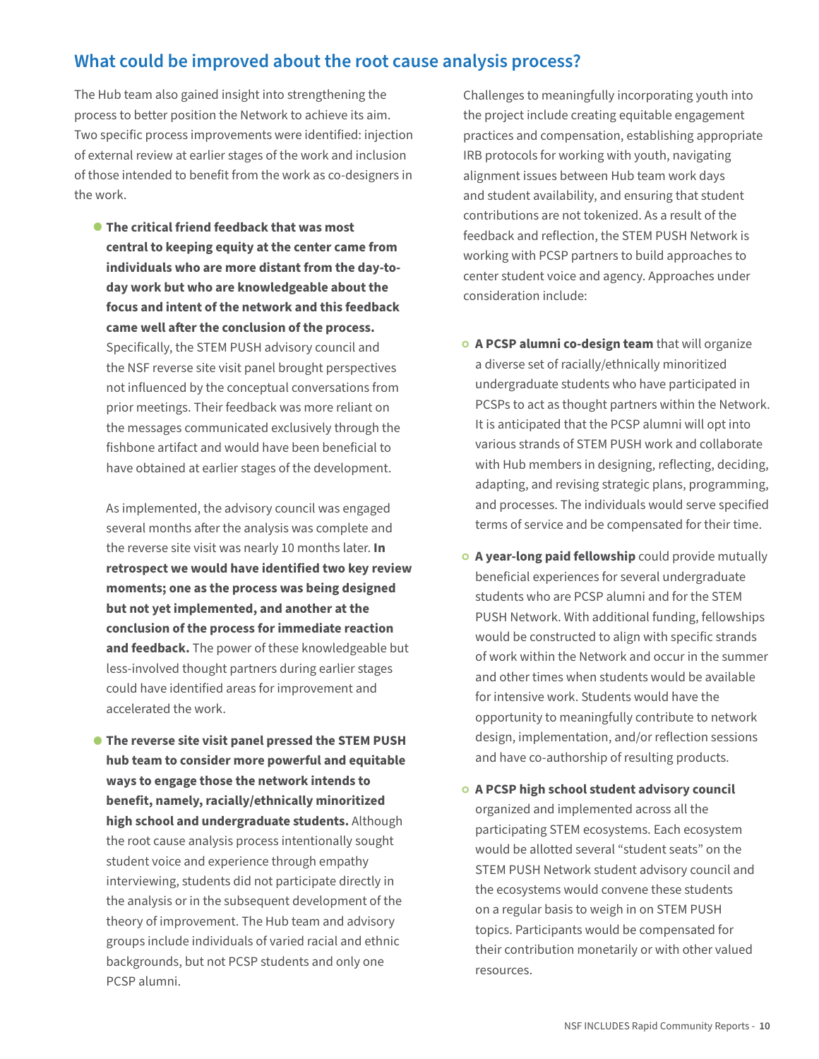## What could be improved about the root cause analysis process?

The Hub team also gained insight into strengthening the process to better position the Network to achieve its aim. Two specific process improvements were identified: injection of external review at earlier stages of the work and inclusion of those intended to benefit from the work as co-designers in the work.

- **The critical friend feedback that was most central to keeping equity at the center came from individuals who are more distant from the day-to-day work but who are knowledgeable about the focus and intent of the network and this feedback came well after the conclusion of the process.** Specifically, the STEM PUSH advisory council and the NSF reverse site visit panel brought perspectives not influenced by the conceptual conversations from prior meetings. Their feedback was more reliant on the messages communicated exclusively through the fishbone artifact and would have been beneficial to have obtained at earlier stages of the development.

  As implemented, the advisory council was engaged several months after the analysis was complete and the reverse site visit was nearly 10 months later. **In retrospect we would have identified two key review moments; one as the process was being designed but not yet implemented, and another at the conclusion of the process for immediate reaction and feedback.** The power of these knowledgeable but less-involved thought partners during earlier stages could have identified areas for improvement and accelerated the work.

- **The reverse site visit panel pressed the STEM PUSH hub team to consider more powerful and equitable ways to engage those the network intends to benefit, namely, racially/ethnically minoritized high school and undergraduate students.** Although the root cause analysis process intentionally sought student voice and experience through empathy interviewing, students did not participate directly in the analysis or in the subsequent development of the theory of improvement. The Hub team and advisory groups include individuals of varied racial and ethnic backgrounds, but not PCSP students and only one PCSP alumni.

Challenges to meaningfully incorporating youth into the project include creating equitable engagement practices and compensation, establishing appropriate IRB protocols for working with youth, navigating alignment issues between Hub team work days and student availability, and ensuring that student contributions are not tokenized. As a result of the feedback and reflection, the STEM PUSH Network is working with PCSP partners to build approaches to center student voice and agency. Approaches under consideration include:

- **A PCSP alumni co-design team** that will organize a diverse set of racially/ethnically minoritized undergraduate students who have participated in PCSPs to act as thought partners within the Network. It is anticipated that the PCSP alumni will opt into various strands of STEM PUSH work and collaborate with Hub members in designing, reflecting, deciding, adapting, and revising strategic plans, programming, and processes. The individuals would serve specified terms of service and be compensated for their time.
- **A year-long paid fellowship** could provide mutually beneficial experiences for several undergraduate students who are PCSP alumni and for the STEM PUSH Network. With additional funding, fellowships would be constructed to align with specific strands of work within the Network and occur in the summer and other times when students would be available for intensive work. Students would have the opportunity to meaningfully contribute to network design, implementation, and/or reflection sessions and have co-authorship of resulting products.
- **A PCSP high school student advisory council** organized and implemented across all the participating STEM ecosystems. Each ecosystem would be allotted several "student seats" on the STEM PUSH Network student advisory council and the ecosystems would convene these students on a regular basis to weigh in on STEM PUSH topics. Participants would be compensated for their contribution monetarily or with other valued resources.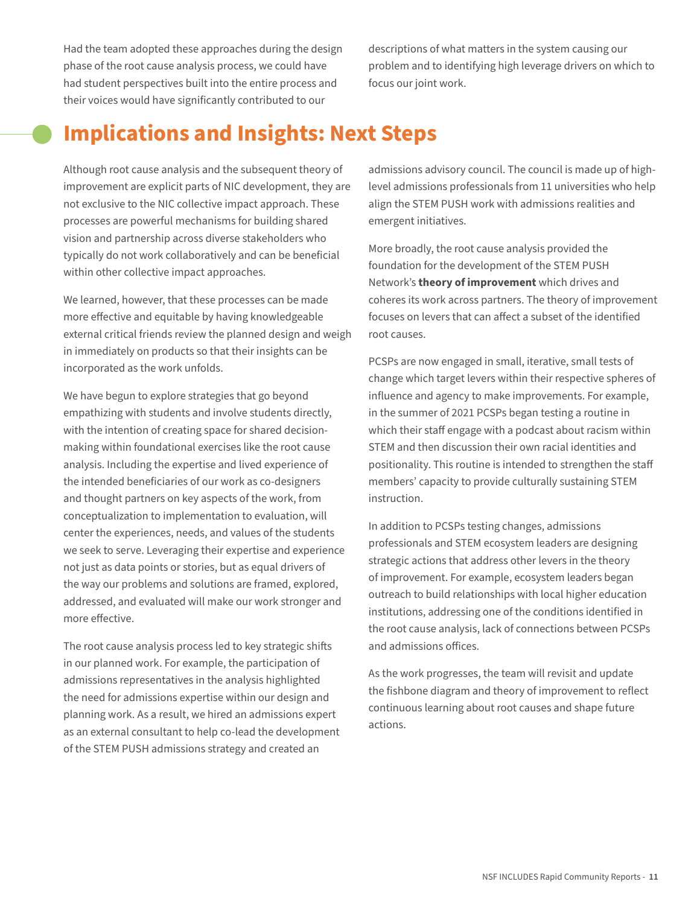Had the team adopted these approaches during the design phase of the root cause analysis process, we could have had student perspectives built into the entire process and their voices would have significantly contributed to our descriptions of what matters in the system causing our problem and to identifying high leverage drivers on which to focus our joint work.

# Implications and Insights: Next Steps

Although root cause analysis and the subsequent theory of improvement are explicit parts of NIC development, they are not exclusive to the NIC collective impact approach. These processes are powerful mechanisms for building shared vision and partnership across diverse stakeholders who typically do not work collaboratively and can be beneficial within other collective impact approaches.

We learned, however, that these processes can be made more effective and equitable by having knowledgeable external critical friends review the planned design and weigh in immediately on products so that their insights can be incorporated as the work unfolds.

We have begun to explore strategies that go beyond empathizing with students and involve students directly, with the intention of creating space for shared decision-making within foundational exercises like the root cause analysis. Including the expertise and lived experience of the intended beneficiaries of our work as co-designers and thought partners on key aspects of the work, from conceptualization to implementation to evaluation, will center the experiences, needs, and values of the students we seek to serve. Leveraging their expertise and experience not just as data points or stories, but as equal drivers of the way our problems and solutions are framed, explored, addressed, and evaluated will make our work stronger and more effective.

The root cause analysis process led to key strategic shifts in our planned work. For example, the participation of admissions representatives in the analysis highlighted the need for admissions expertise within our design and planning work. As a result, we hired an admissions expert as an external consultant to help co-lead the development of the STEM PUSH admissions strategy and created an admissions advisory council. The council is made up of high-level admissions professionals from 11 universities who help align the STEM PUSH work with admissions realities and emergent initiatives.

More broadly, the root cause analysis provided the foundation for the development of the STEM PUSH Network's **theory of improvement** which drives and coheres its work across partners. The theory of improvement focuses on levers that can affect a subset of the identified root causes.

PCSPs are now engaged in small, iterative, small tests of change which target levers within their respective spheres of influence and agency to make improvements. For example, in the summer of 2021 PCSPs began testing a routine in which their staff engage with a podcast about racism within STEM and then discussion their own racial identities and positionality. This routine is intended to strengthen the staff members' capacity to provide culturally sustaining STEM instruction.

In addition to PCSPs testing changes, admissions professionals and STEM ecosystem leaders are designing strategic actions that address other levers in the theory of improvement. For example, ecosystem leaders began outreach to build relationships with local higher education institutions, addressing one of the conditions identified in the root cause analysis, lack of connections between PCSPs and admissions offices.

As the work progresses, the team will revisit and update the fishbone diagram and theory of improvement to reflect continuous learning about root causes and shape future actions.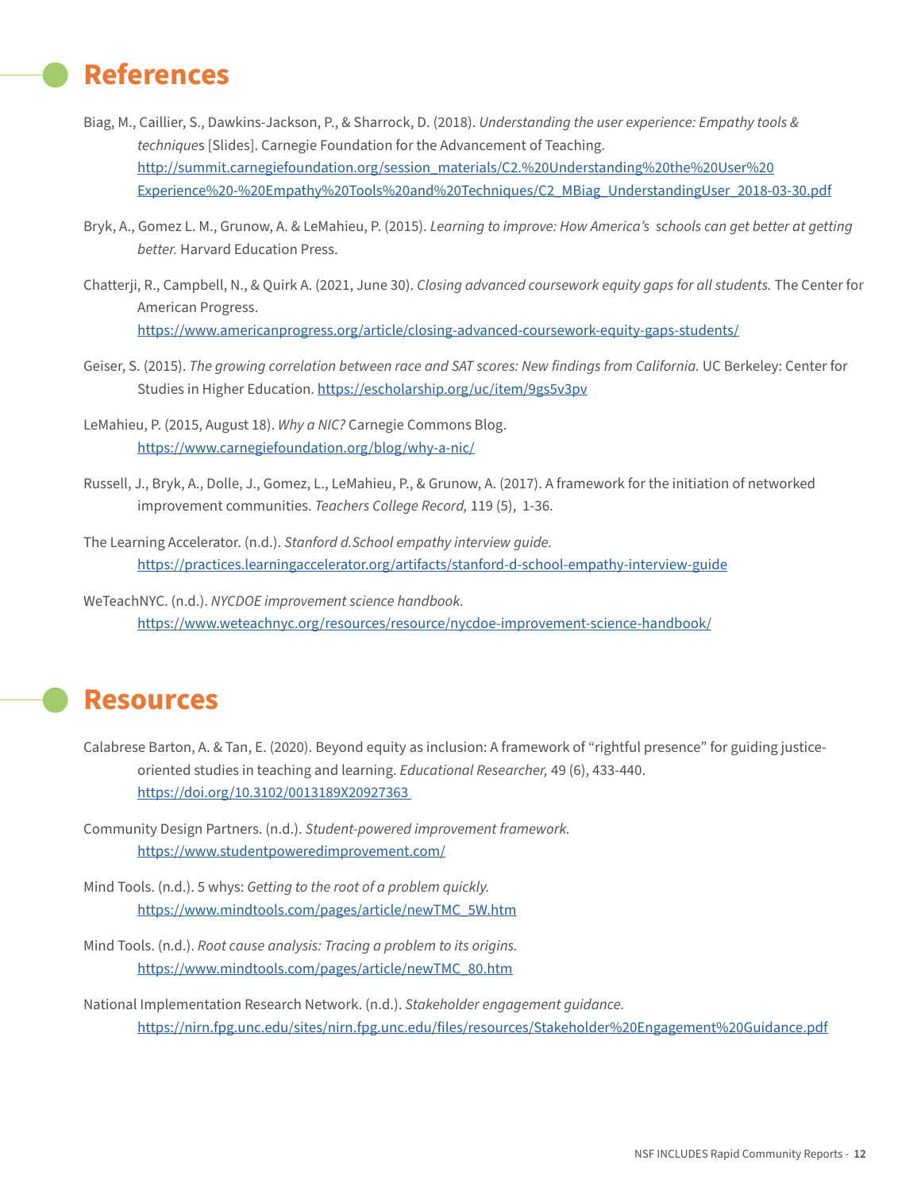## References

Biag, M., Caillier, S., Dawkins-Jackson, P., & Sharrock, D. (2018). *Understanding the user experience: Empathy tools & techniques* [Slides]. Carnegie Foundation for the Advancement of Teaching. http://summit.carnegiefoundation.org/session_materials/C2.%20Understanding%20the%20User%20Experience%20-%20Empathy%20Tools%20and%20Techniques/C2_MBiag_UnderstandingUser_2018-03-30.pdf

Bryk, A., Gomez L. M., Grunow, A. & LeMahieu, P. (2015). *Learning to improve: How America's schools can get better at getting better.* Harvard Education Press.

Chatterji, R., Campbell, N., & Quirk A. (2021, June 30). *Closing advanced coursework equity gaps for all students.* The Center for American Progress. https://www.americanprogress.org/article/closing-advanced-coursework-equity-gaps-students/

Geiser, S. (2015). *The growing correlation between race and SAT scores: New findings from California.* UC Berkeley: Center for Studies in Higher Education. https://escholarship.org/uc/item/9gs5v3pv

LeMahieu, P. (2015, August 18). *Why a NIC?* Carnegie Commons Blog. https://www.carnegiefoundation.org/blog/why-a-nic/

Russell, J., Bryk, A., Dolle, J., Gomez, L., LeMahieu, P., & Grunow, A. (2017). A framework for the initiation of networked improvement communities. *Teachers College Record,* 119 (5), 1-36.

The Learning Accelerator. (n.d.). *Stanford d.School empathy interview guide.* https://practices.learningaccelerator.org/artifacts/stanford-d-school-empathy-interview-guide

WeTeachNYC. (n.d.). *NYCDOE improvement science handbook.* https://www.weteachnyc.org/resources/resource/nycdoe-improvement-science-handbook/

## Resources

Calabrese Barton, A. & Tan, E. (2020). Beyond equity as inclusion: A framework of "rightful presence" for guiding justice-oriented studies in teaching and learning. *Educational Researcher,* 49 (6), 433-440. https://doi.org/10.3102/0013189X20927363

Community Design Partners. (n.d.). *Student-powered improvement framework.* https://www.studentpoweredimprovement.com/

Mind Tools. (n.d.). 5 whys: *Getting to the root of a problem quickly.* https://www.mindtools.com/pages/article/newTMC_5W.htm

Mind Tools. (n.d.). *Root cause analysis: Tracing a problem to its origins.* https://www.mindtools.com/pages/article/newTMC_80.htm

National Implementation Research Network. (n.d.). *Stakeholder engagement guidance.* https://nirn.fpg.unc.edu/sites/nirn.fpg.unc.edu/files/resources/Stakeholder%20Engagement%20Guidance.pdf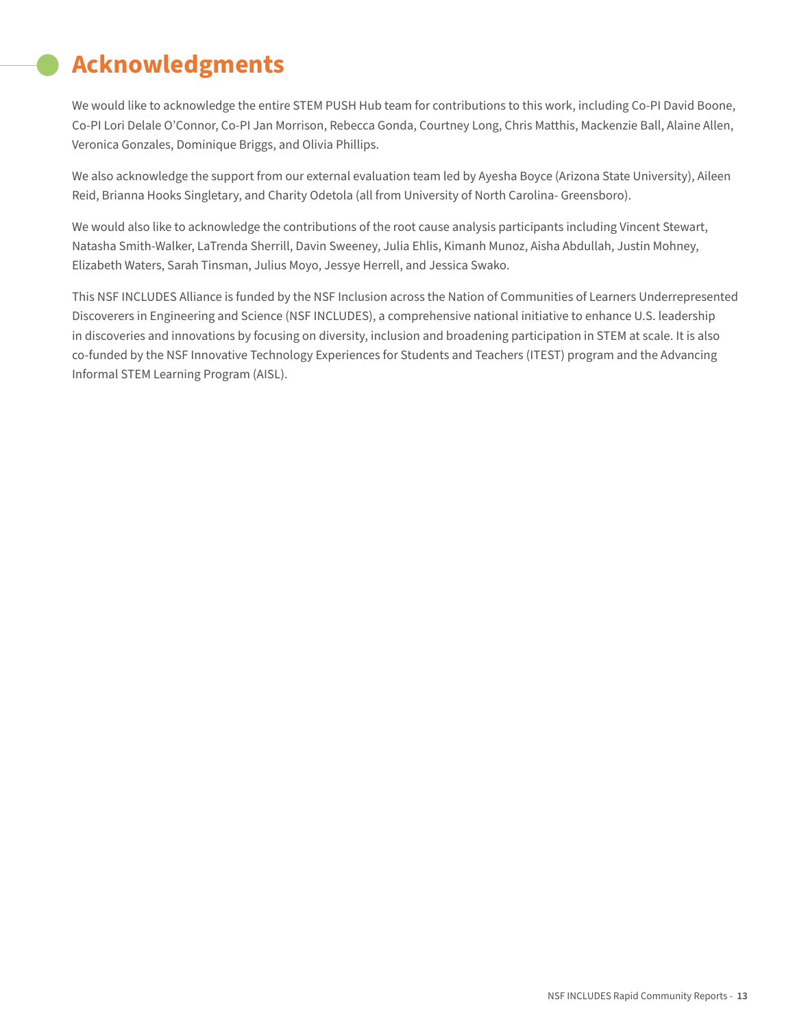# Acknowledgments

We would like to acknowledge the entire STEM PUSH Hub team for contributions to this work, including Co-PI David Boone, Co-PI Lori Delale O'Connor, Co-PI Jan Morrison, Rebecca Gonda, Courtney Long, Chris Matthis, Mackenzie Ball, Alaine Allen, Veronica Gonzales, Dominique Briggs, and Olivia Phillips.

We also acknowledge the support from our external evaluation team led by Ayesha Boyce (Arizona State University), Aileen Reid, Brianna Hooks Singletary, and Charity Odetola (all from University of North Carolina- Greensboro).

We would also like to acknowledge the contributions of the root cause analysis participants including Vincent Stewart, Natasha Smith-Walker, LaTrenda Sherrill, Davin Sweeney, Julia Ehlis, Kimanh Munoz, Aisha Abdullah, Justin Mohney, Elizabeth Waters, Sarah Tinsman, Julius Moyo, Jessye Herrell, and Jessica Swako.

This NSF INCLUDES Alliance is funded by the NSF Inclusion across the Nation of Communities of Learners Underrepresented Discoverers in Engineering and Science (NSF INCLUDES), a comprehensive national initiative to enhance U.S. leadership in discoveries and innovations by focusing on diversity, inclusion and broadening participation in STEM at scale. It is also co-funded by the NSF Innovative Technology Experiences for Students and Teachers (ITEST) program and the Advancing Informal STEM Learning Program (AISL).